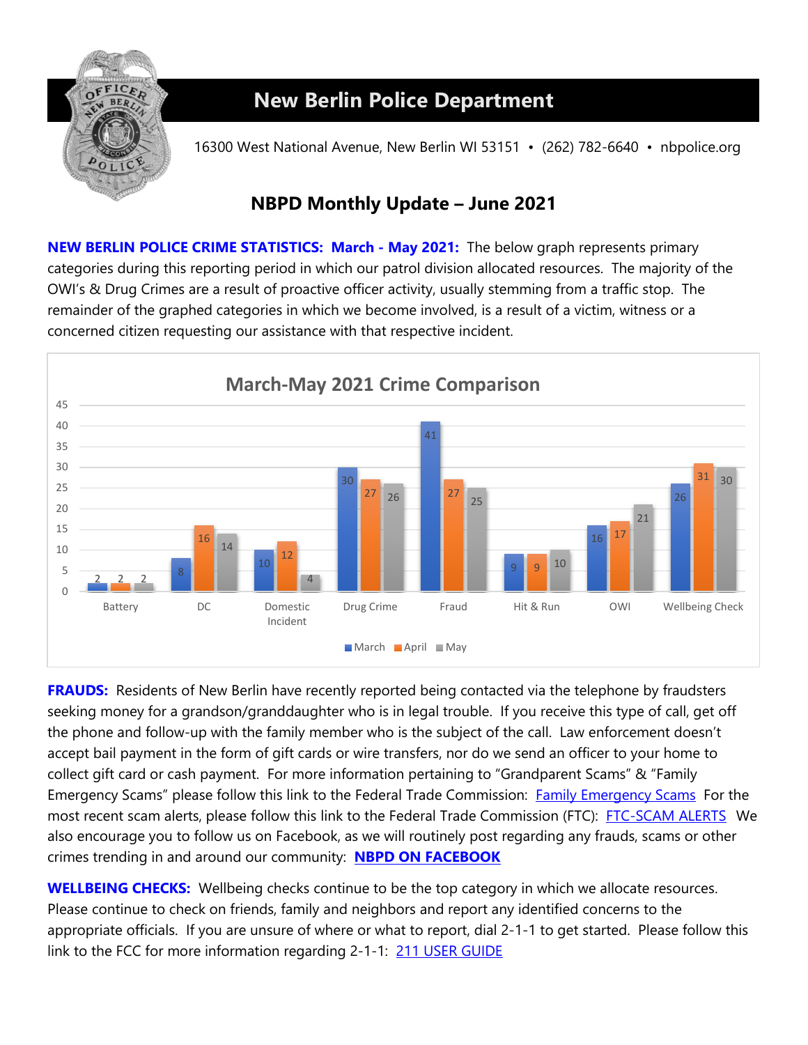# New Berlin Police Department

16300 West National Avenue, New Berlin WI 53151 • (262) 782-6640 • nbpolice.org

## NBPD Monthly Update – June 2021

**NEW BERLIN POLICE CRIME STATISTICS: March - May 2021:** The below graph represents primary categories during this reporting period in which our patrol division allocated resources. The majority of the OWI's & Drug Crimes are a result of proactive officer activity, usually stemming from a traffic stop. The remainder of the graphed categories in which we become involved, is a result of a victim, witness or a concerned citizen requesting our assistance with that respective incident.

**March-May 2021 Crime Comparison**

| Category | March | April | May |
|---|---|---|---|
| Battery | 2 | 2 | 2 |
| DC | 8 | 16 | 14 |
| Domestic Incident | 10 | 12 | 4 |
| Drug Crime | 30 | 27 | 26 |
| Fraud | 41 | 27 | 25 |
| Hit & Run | 9 | 9 | 10 |
| OWI | 16 | 17 | 21 |
| Wellbeing Check | 26 | 31 | 30 |

**FRAUDS:** Residents of New Berlin have recently reported being contacted via the telephone by fraudsters seeking money for a grandson/granddaughter who is in legal trouble. If you receive this type of call, get off the phone and follow-up with the family member who is the subject of the call. Law enforcement doesn't accept bail payment in the form of gift cards or wire transfers, nor do we send an officer to your home to collect gift card or cash payment. For more information pertaining to "Grandparent Scams" & "Family Emergency Scams" please follow this link to the Federal Trade Commission: Family Emergency Scams For the most recent scam alerts, please follow this link to the Federal Trade Commission (FTC): FTC-SCAM ALERTS We also encourage you to follow us on Facebook, as we will routinely post regarding any frauds, scams or other crimes trending in and around our community: **NBPD ON FACEBOOK**

**WELLBEING CHECKS:** Wellbeing checks continue to be the top category in which we allocate resources. Please continue to check on friends, family and neighbors and report any identified concerns to the appropriate officials. If you are unsure of where or what to report, dial 2-1-1 to get started. Please follow this link to the FCC for more information regarding 2-1-1: 211 USER GUIDE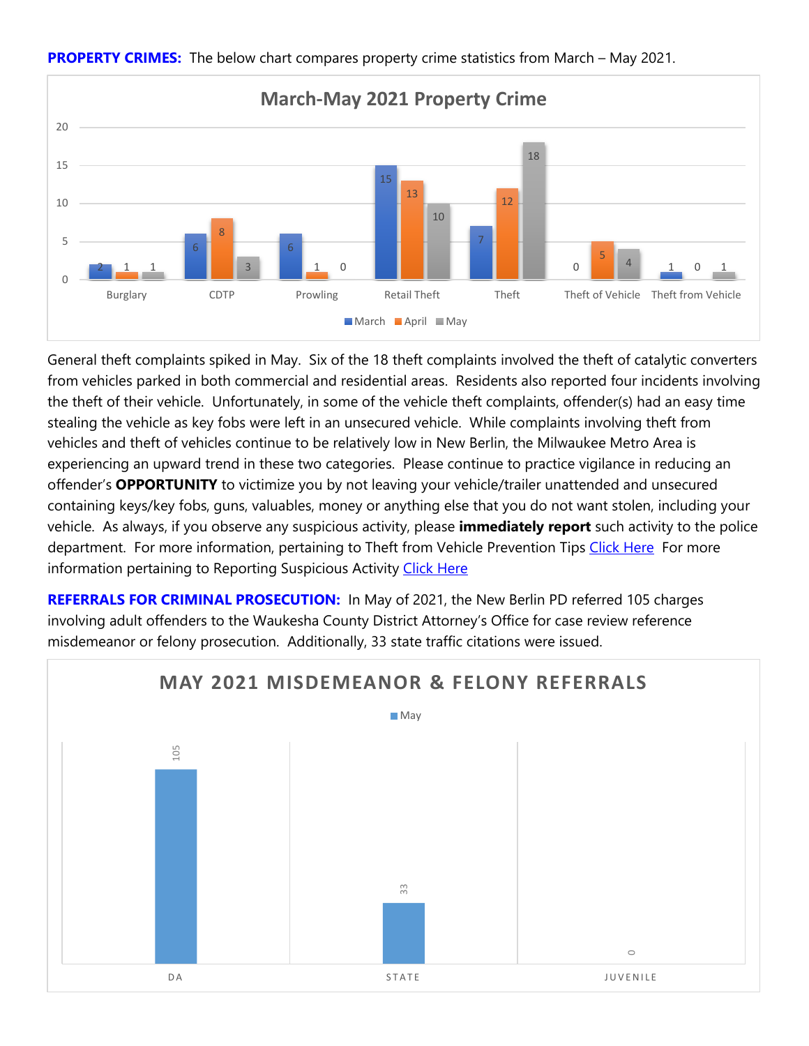**PROPERTY CRIMES:** The below chart compares property crime statistics from March – May 2021.

**March-May 2021 Property Crime**

| | March | April | May |
|---|---|---|---|
| Burglary | 2 | 1 | 1 |
| CDTP | 6 | 8 | 3 |
| Prowling | 6 | 1 | 0 |
| Retail Theft | 15 | 13 | 10 |
| Theft | 7 | 12 | 18 |
| Theft of Vehicle | 0 | 5 | 4 |
| Theft from Vehicle | 1 | 0 | 1 |

General theft complaints spiked in May. Six of the 18 theft complaints involved the theft of catalytic converters from vehicles parked in both commercial and residential areas. Residents also reported four incidents involving the theft of their vehicle. Unfortunately, in some of the vehicle theft complaints, offender(s) had an easy time stealing the vehicle as key fobs were left in an unsecured vehicle. While complaints involving theft from vehicles and theft of vehicles continue to be relatively low in New Berlin, the Milwaukee Metro Area is experiencing an upward trend in these two categories. Please continue to practice vigilance in reducing an offender's **OPPORTUNITY** to victimize you by not leaving your vehicle/trailer unattended and unsecured containing keys/key fobs, guns, valuables, money or anything else that you do not want stolen, including your vehicle. As always, if you observe any suspicious activity, please **immediately report** such activity to the police department. For more information, pertaining to Theft from Vehicle Prevention Tips Click Here For more information pertaining to Reporting Suspicious Activity Click Here

**REFERRALS FOR CRIMINAL PROSECUTION:** In May of 2021, the New Berlin PD referred 105 charges involving adult offenders to the Waukesha County District Attorney's Office for case review reference misdemeanor or felony prosecution. Additionally, 33 state traffic citations were issued.

**MAY 2021 MISDEMEANOR & FELONY REFERRALS**

| | May |
|---|---|
| DA | 105 |
| STATE | 33 |
| JUVENILE | 0 |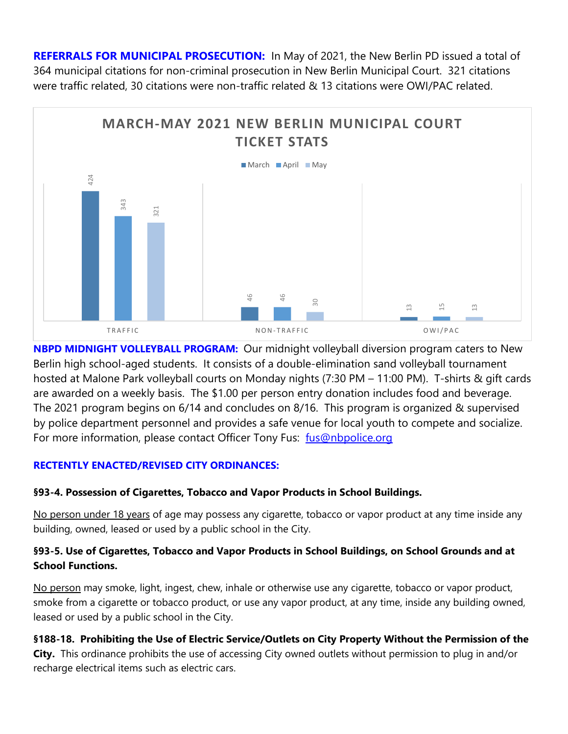**REFERRALS FOR MUNICIPAL PROSECUTION:** In May of 2021, the New Berlin PD issued a total of 364 municipal citations for non-criminal prosecution in New Berlin Municipal Court. 321 citations were traffic related, 30 citations were non-traffic related & 13 citations were OWI/PAC related.

**MARCH-MAY 2021 NEW BERLIN MUNICIPAL COURT TICKET STATS**

| | March | April | May |
|---|---|---|---|
| TRAFFIC | 424 | 343 | 321 |
| NON-TRAFFIC | 46 | 46 | 30 |
| OWI/PAC | 13 | 15 | 13 |

**NBPD MIDNIGHT VOLLEYBALL PROGRAM:** Our midnight volleyball diversion program caters to New Berlin high school-aged students. It consists of a double-elimination sand volleyball tournament hosted at Malone Park volleyball courts on Monday nights (7:30 PM – 11:00 PM). T-shirts & gift cards are awarded on a weekly basis. The $1.00 per person entry donation includes food and beverage. The 2021 program begins on 6/14 and concludes on 8/16. This program is organized & supervised by police department personnel and provides a safe venue for local youth to compete and socialize. For more information, please contact Officer Tony Fus: fus@nbpolice.org

**RECTENTLY ENACTED/REVISED CITY ORDINANCES:**

**§93-4. Possession of Cigarettes, Tobacco and Vapor Products in School Buildings.**

No person under 18 years of age may possess any cigarette, tobacco or vapor product at any time inside any building, owned, leased or used by a public school in the City.

**§93-5. Use of Cigarettes, Tobacco and Vapor Products in School Buildings, on School Grounds and at School Functions.**

No person may smoke, light, ingest, chew, inhale or otherwise use any cigarette, tobacco or vapor product, smoke from a cigarette or tobacco product, or use any vapor product, at any time, inside any building owned, leased or used by a public school in the City.

**§188-18. Prohibiting the Use of Electric Service/Outlets on City Property Without the Permission of the City.** This ordinance prohibits the use of accessing City owned outlets without permission to plug in and/or recharge electrical items such as electric cars.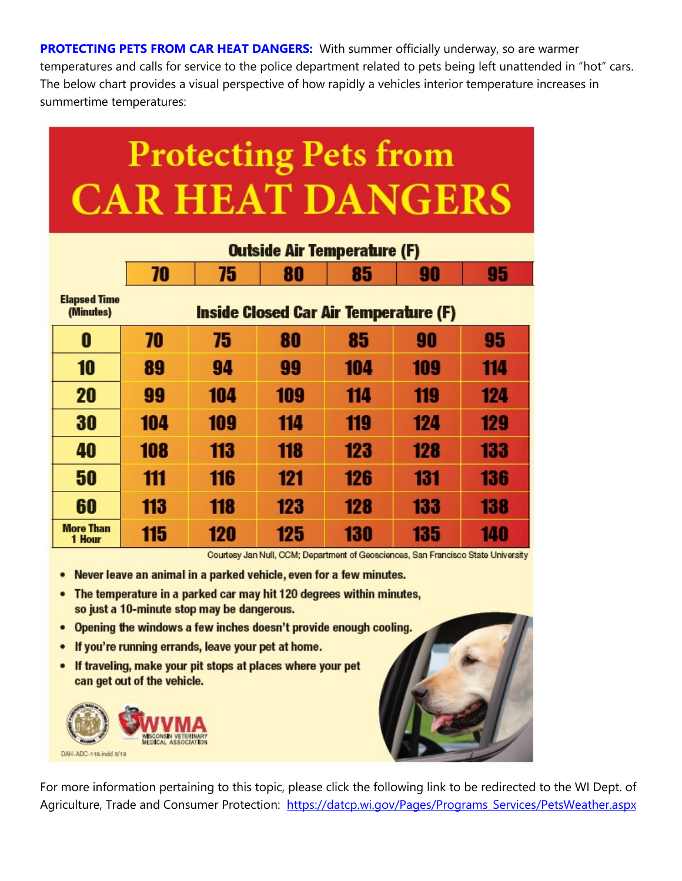**PROTECTING PETS FROM CAR HEAT DANGERS:** With summer officially underway, so are warmer temperatures and calls for service to the police department related to pets being left unattended in "hot" cars. The below chart provides a visual perspective of how rapidly a vehicles interior temperature increases in summertime temperatures:

# Protecting Pets from CAR HEAT DANGERS

| | Outside Air Temperature (F) | | | | | |
|---|---|---|---|---|---|---|
| | 70 | 75 | 80 | 85 | 90 | 95 |
| Elapsed Time (Minutes) | Inside Closed Car Air Temperature (F) | | | | | |
| 0 | 70 | 75 | 80 | 85 | 90 | 95 |
| 10 | 89 | 94 | 99 | 104 | 109 | 114 |
| 20 | 99 | 104 | 109 | 114 | 119 | 124 |
| 30 | 104 | 109 | 114 | 119 | 124 | 129 |
| 40 | 108 | 113 | 118 | 123 | 128 | 133 |
| 50 | 111 | 116 | 121 | 126 | 131 | 136 |
| 60 | 113 | 118 | 123 | 128 | 133 | 138 |
| More Than 1 Hour | 115 | 120 | 125 | 130 | 135 | 140 |

Courtesy Jan Null, CCM; Department of Geosciences, San Francisco State University

- Never leave an animal in a parked vehicle, even for a few minutes.
- The temperature in a parked car may hit 120 degrees within minutes, so just a 10-minute stop may be dangerous.
- Opening the windows a few inches doesn't provide enough cooling.
- If you're running errands, leave your pet at home.
- If traveling, make your pit stops at places where your pet can get out of the vehicle.

WVMA Wisconsin Veterinary Medical Association

DAH-ADC-118.indd 5/19

For more information pertaining to this topic, please click the following link to be redirected to the WI Dept. of Agriculture, Trade and Consumer Protection: https://datcp.wi.gov/Pages/Programs_Services/PetsWeather.aspx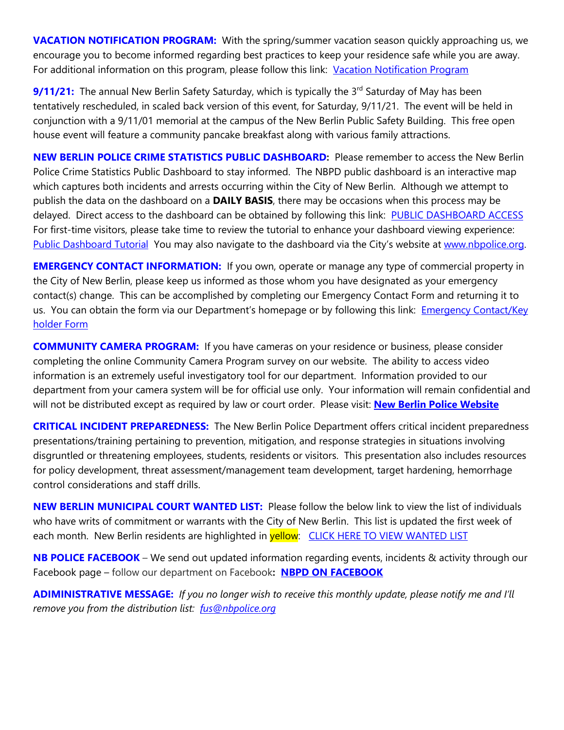**VACATION NOTIFICATION PROGRAM:** With the spring/summer vacation season quickly approaching us, we encourage you to become informed regarding best practices to keep your residence safe while you are away. For additional information on this program, please follow this link: Vacation Notification Program

**9/11/21:** The annual New Berlin Safety Saturday, which is typically the 3rd Saturday of May has been tentatively rescheduled, in scaled back version of this event, for Saturday, 9/11/21. The event will be held in conjunction with a 9/11/01 memorial at the campus of the New Berlin Public Safety Building. This free open house event will feature a community pancake breakfast along with various family attractions.

**NEW BERLIN POLICE CRIME STATISTICS PUBLIC DASHBOARD:** Please remember to access the New Berlin Police Crime Statistics Public Dashboard to stay informed. The NBPD public dashboard is an interactive map which captures both incidents and arrests occurring within the City of New Berlin. Although we attempt to publish the data on the dashboard on a **DAILY BASIS**, there may be occasions when this process may be delayed. Direct access to the dashboard can be obtained by following this link: PUBLIC DASHBOARD ACCESS For first-time visitors, please take time to review the tutorial to enhance your dashboard viewing experience: Public Dashboard Tutorial You may also navigate to the dashboard via the City's website at www.nbpolice.org.

**EMERGENCY CONTACT INFORMATION:** If you own, operate or manage any type of commercial property in the City of New Berlin, please keep us informed as those whom you have designated as your emergency contact(s) change. This can be accomplished by completing our Emergency Contact Form and returning it to us. You can obtain the form via our Department's homepage or by following this link: Emergency Contact/Key holder Form

**COMMUNITY CAMERA PROGRAM:** If you have cameras on your residence or business, please consider completing the online Community Camera Program survey on our website. The ability to access video information is an extremely useful investigatory tool for our department. Information provided to our department from your camera system will be for official use only. Your information will remain confidential and will not be distributed except as required by law or court order. Please visit: **New Berlin Police Website**

**CRITICAL INCIDENT PREPAREDNESS:** The New Berlin Police Department offers critical incident preparedness presentations/training pertaining to prevention, mitigation, and response strategies in situations involving disgruntled or threatening employees, students, residents or visitors. This presentation also includes resources for policy development, threat assessment/management team development, target hardening, hemorrhage control considerations and staff drills.

**NEW BERLIN MUNICIPAL COURT WANTED LIST:** Please follow the below link to view the list of individuals who have writs of commitment or warrants with the City of New Berlin. This list is updated the first week of each month. New Berlin residents are highlighted in yellow: CLICK HERE TO VIEW WANTED LIST

**NB POLICE FACEBOOK** – We send out updated information regarding events, incidents & activity through our Facebook page – follow our department on Facebook**:** **NBPD ON FACEBOOK**

**ADIMINISTRATIVE MESSAGE:** *If you no longer wish to receive this monthly update, please notify me and I'll remove you from the distribution list: fus@nbpolice.org*